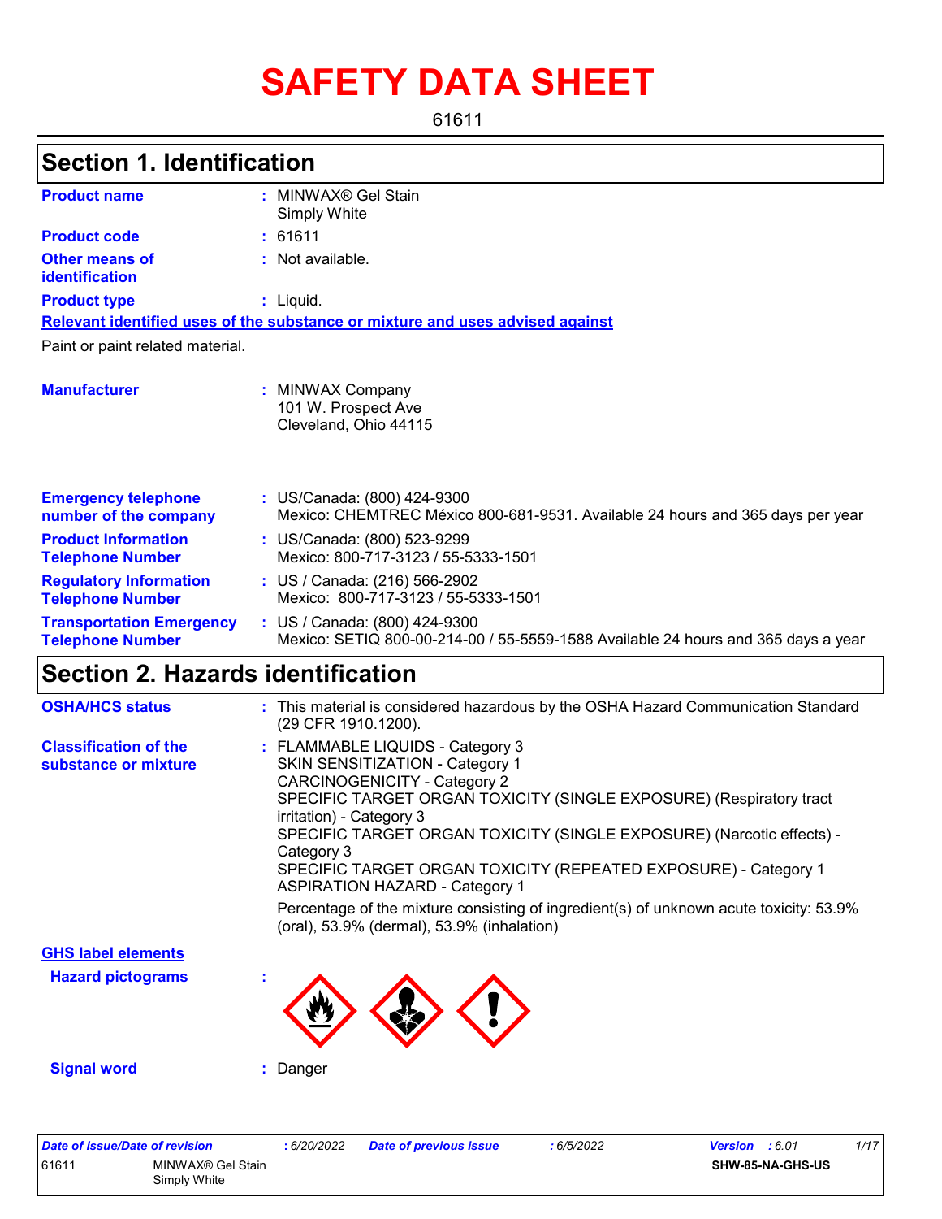# SAFETY DATA SHEET

61611

## Section 1. Identification

| | | |
|---|---|---|
| **Product name** | : | MINWAX® Gel Stain<br>Simply White |
| **Product code** | : | 61611 |
| **Other means of identification** | : | Not available. |
| **Product type** | : | Liquid. |

**Relevant identified uses of the substance or mixture and uses advised against**

Paint or paint related material.

| | | |
|---|---|---|
| **Manufacturer** | : | MINWAX Company<br>101 W. Prospect Ave<br>Cleveland, Ohio 44115 |
| **Emergency telephone number of the company** | : | US/Canada: (800) 424-9300<br>Mexico: CHEMTREC México 800-681-9531. Available 24 hours and 365 days per year |
| **Product Information Telephone Number** | : | US/Canada: (800) 523-9299<br>Mexico: 800-717-3123 / 55-5333-1501 |
| **Regulatory Information Telephone Number** | : | US / Canada: (216) 566-2902<br>Mexico: 800-717-3123 / 55-5333-1501 |
| **Transportation Emergency Telephone Number** | : | US / Canada: (800) 424-9300<br>Mexico: SETIQ 800-00-214-00 / 55-5559-1588 Available 24 hours and 365 days a year |

## Section 2. Hazards identification

| | | |
|---|---|---|
| **OSHA/HCS status** | : | This material is considered hazardous by the OSHA Hazard Communication Standard (29 CFR 1910.1200). |
| **Classification of the substance or mixture** | : | FLAMMABLE LIQUIDS - Category 3<br>SKIN SENSITIZATION - Category 1<br>CARCINOGENICITY - Category 2<br>SPECIFIC TARGET ORGAN TOXICITY (SINGLE EXPOSURE) (Respiratory tract irritation) - Category 3<br>SPECIFIC TARGET ORGAN TOXICITY (SINGLE EXPOSURE) (Narcotic effects) - Category 3<br>SPECIFIC TARGET ORGAN TOXICITY (REPEATED EXPOSURE) - Category 1<br>ASPIRATION HAZARD - Category 1<br><br>Percentage of the mixture consisting of ingredient(s) of unknown acute toxicity: 53.9% (oral), 53.9% (dermal), 53.9% (inhalation) |

**GHS label elements**

| | | |
|---|---|---|
| **Hazard pictograms** | : | |
| **Signal word** | : | Danger |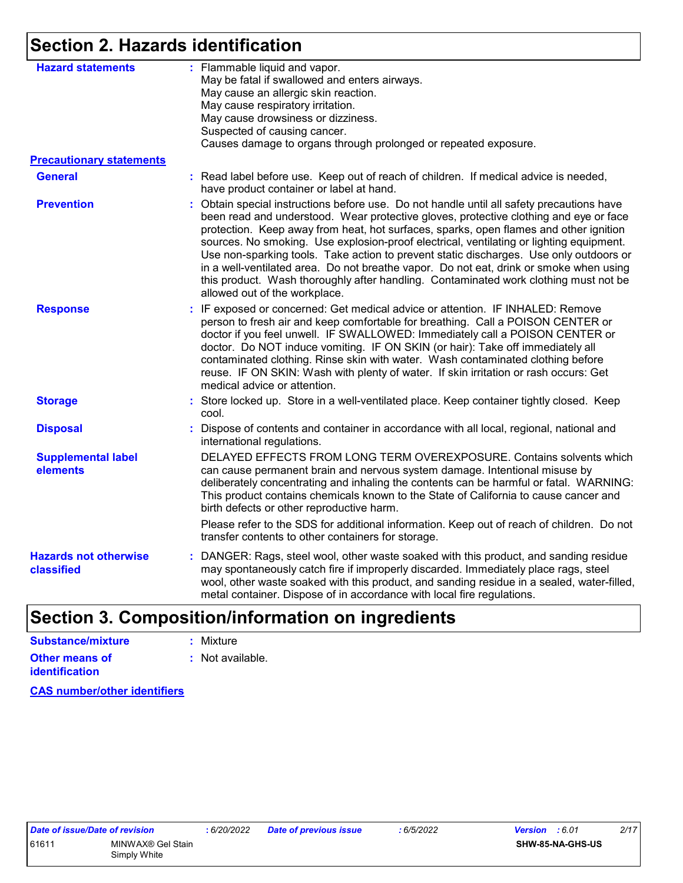## Section 2. Hazards identification

**Hazard statements** : Flammable liquid and vapor.
May be fatal if swallowed and enters airways.
May cause an allergic skin reaction.
May cause respiratory irritation.
May cause drowsiness or dizziness.
Suspected of causing cancer.
Causes damage to organs through prolonged or repeated exposure.

**Precautionary statements**

**General** : Read label before use. Keep out of reach of children. If medical advice is needed, have product container or label at hand.

**Prevention** : Obtain special instructions before use. Do not handle until all safety precautions have been read and understood. Wear protective gloves, protective clothing and eye or face protection. Keep away from heat, hot surfaces, sparks, open flames and other ignition sources. No smoking. Use explosion-proof electrical, ventilating or lighting equipment. Use non-sparking tools. Take action to prevent static discharges. Use only outdoors or in a well-ventilated area. Do not breathe vapor. Do not eat, drink or smoke when using this product. Wash thoroughly after handling. Contaminated work clothing must not be allowed out of the workplace.

**Response** : IF exposed or concerned: Get medical advice or attention. IF INHALED: Remove person to fresh air and keep comfortable for breathing. Call a POISON CENTER or doctor if you feel unwell. IF SWALLOWED: Immediately call a POISON CENTER or doctor. Do NOT induce vomiting. IF ON SKIN (or hair): Take off immediately all contaminated clothing. Rinse skin with water. Wash contaminated clothing before reuse. IF ON SKIN: Wash with plenty of water. If skin irritation or rash occurs: Get medical advice or attention.

**Storage** : Store locked up. Store in a well-ventilated place. Keep container tightly closed. Keep cool.

**Disposal** : Dispose of contents and container in accordance with all local, regional, national and international regulations.

**Supplemental label elements** DELAYED EFFECTS FROM LONG TERM OVEREXPOSURE. Contains solvents which can cause permanent brain and nervous system damage. Intentional misuse by deliberately concentrating and inhaling the contents can be harmful or fatal. WARNING: This product contains chemicals known to the State of California to cause cancer and birth defects or other reproductive harm.

Please refer to the SDS for additional information. Keep out of reach of children. Do not transfer contents to other containers for storage.

**Hazards not otherwise classified** : DANGER: Rags, steel wool, other waste soaked with this product, and sanding residue may spontaneously catch fire if improperly discarded. Immediately place rags, steel wool, other waste soaked with this product, and sanding residue in a sealed, water-filled, metal container. Dispose of in accordance with local fire regulations.

## Section 3. Composition/information on ingredients

**Substance/mixture** : Mixture

**Other means of identification** : Not available.

**CAS number/other identifiers**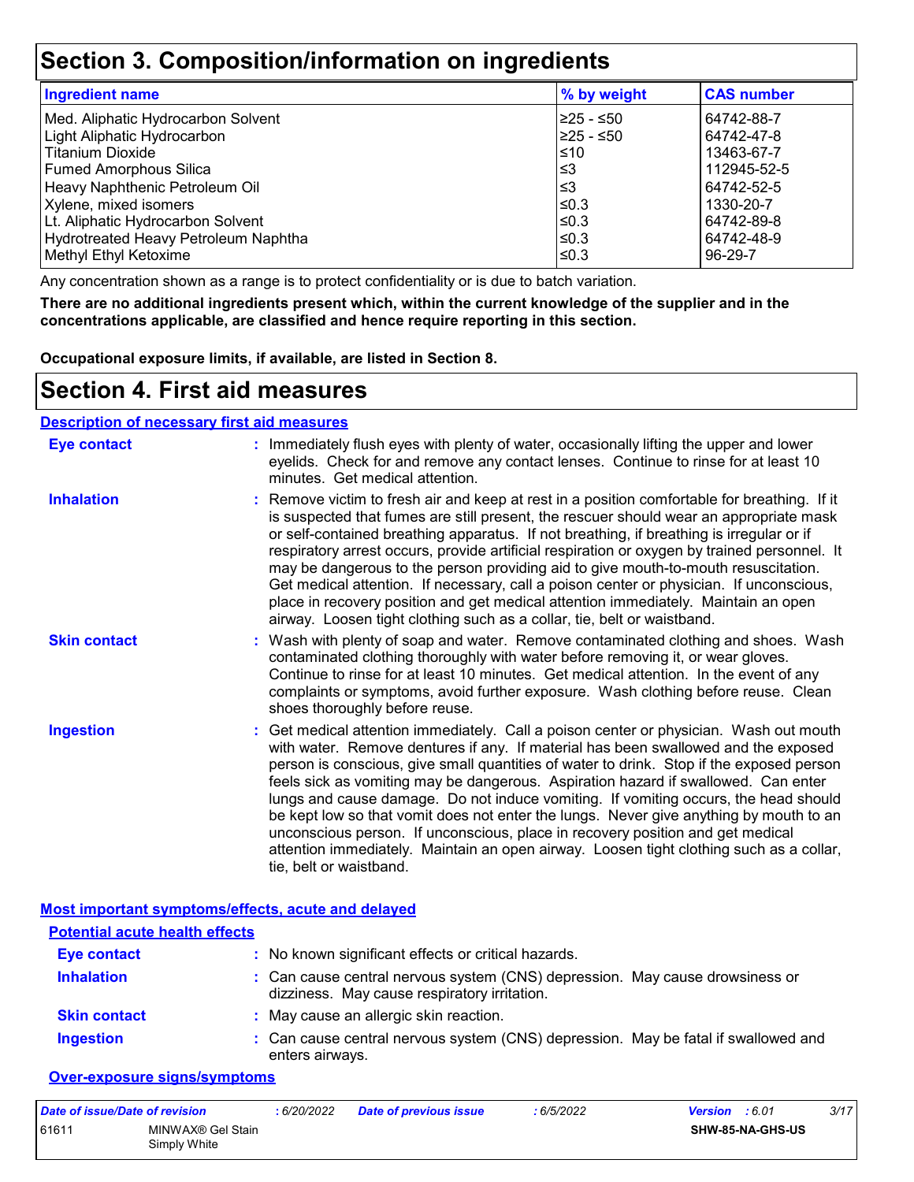# Section 3. Composition/information on ingredients

| Ingredient name | % by weight | CAS number |
|---|---|---|
| Med. Aliphatic Hydrocarbon Solvent | ≥25 - ≤50 | 64742-88-7 |
| Light Aliphatic Hydrocarbon | ≥25 - ≤50 | 64742-47-8 |
| Titanium Dioxide | ≤10 | 13463-67-7 |
| Fumed Amorphous Silica | ≤3 | 112945-52-5 |
| Heavy Naphthenic Petroleum Oil | ≤3 | 64742-52-5 |
| Xylene, mixed isomers | ≤0.3 | 1330-20-7 |
| Lt. Aliphatic Hydrocarbon Solvent | ≤0.3 | 64742-89-8 |
| Hydrotreated Heavy Petroleum Naphtha | ≤0.3 | 64742-48-9 |
| Methyl Ethyl Ketoxime | ≤0.3 | 96-29-7 |

Any concentration shown as a range is to protect confidentiality or is due to batch variation.

**There are no additional ingredients present which, within the current knowledge of the supplier and in the concentrations applicable, are classified and hence require reporting in this section.**

**Occupational exposure limits, if available, are listed in Section 8.**

# Section 4. First aid measures

## Description of necessary first aid measures

**Eye contact** : Immediately flush eyes with plenty of water, occasionally lifting the upper and lower eyelids. Check for and remove any contact lenses. Continue to rinse for at least 10 minutes. Get medical attention.

**Inhalation** : Remove victim to fresh air and keep at rest in a position comfortable for breathing. If it is suspected that fumes are still present, the rescuer should wear an appropriate mask or self-contained breathing apparatus. If not breathing, if breathing is irregular or if respiratory arrest occurs, provide artificial respiration or oxygen by trained personnel. It may be dangerous to the person providing aid to give mouth-to-mouth resuscitation. Get medical attention. If necessary, call a poison center or physician. If unconscious, place in recovery position and get medical attention immediately. Maintain an open airway. Loosen tight clothing such as a collar, tie, belt or waistband.

**Skin contact** : Wash with plenty of soap and water. Remove contaminated clothing and shoes. Wash contaminated clothing thoroughly with water before removing it, or wear gloves. Continue to rinse for at least 10 minutes. Get medical attention. In the event of any complaints or symptoms, avoid further exposure. Wash clothing before reuse. Clean shoes thoroughly before reuse.

**Ingestion** : Get medical attention immediately. Call a poison center or physician. Wash out mouth with water. Remove dentures if any. If material has been swallowed and the exposed person is conscious, give small quantities of water to drink. Stop if the exposed person feels sick as vomiting may be dangerous. Aspiration hazard if swallowed. Can enter lungs and cause damage. Do not induce vomiting. If vomiting occurs, the head should be kept low so that vomit does not enter the lungs. Never give anything by mouth to an unconscious person. If unconscious, place in recovery position and get medical attention immediately. Maintain an open airway. Loosen tight clothing such as a collar, tie, belt or waistband.

## Most important symptoms/effects, acute and delayed

### Potential acute health effects

**Eye contact** : No known significant effects or critical hazards.

**Inhalation** : Can cause central nervous system (CNS) depression. May cause drowsiness or dizziness. May cause respiratory irritation.

**Skin contact** : May cause an allergic skin reaction.

**Ingestion** : Can cause central nervous system (CNS) depression. May be fatal if swallowed and enters airways.

### Over-exposure signs/symptoms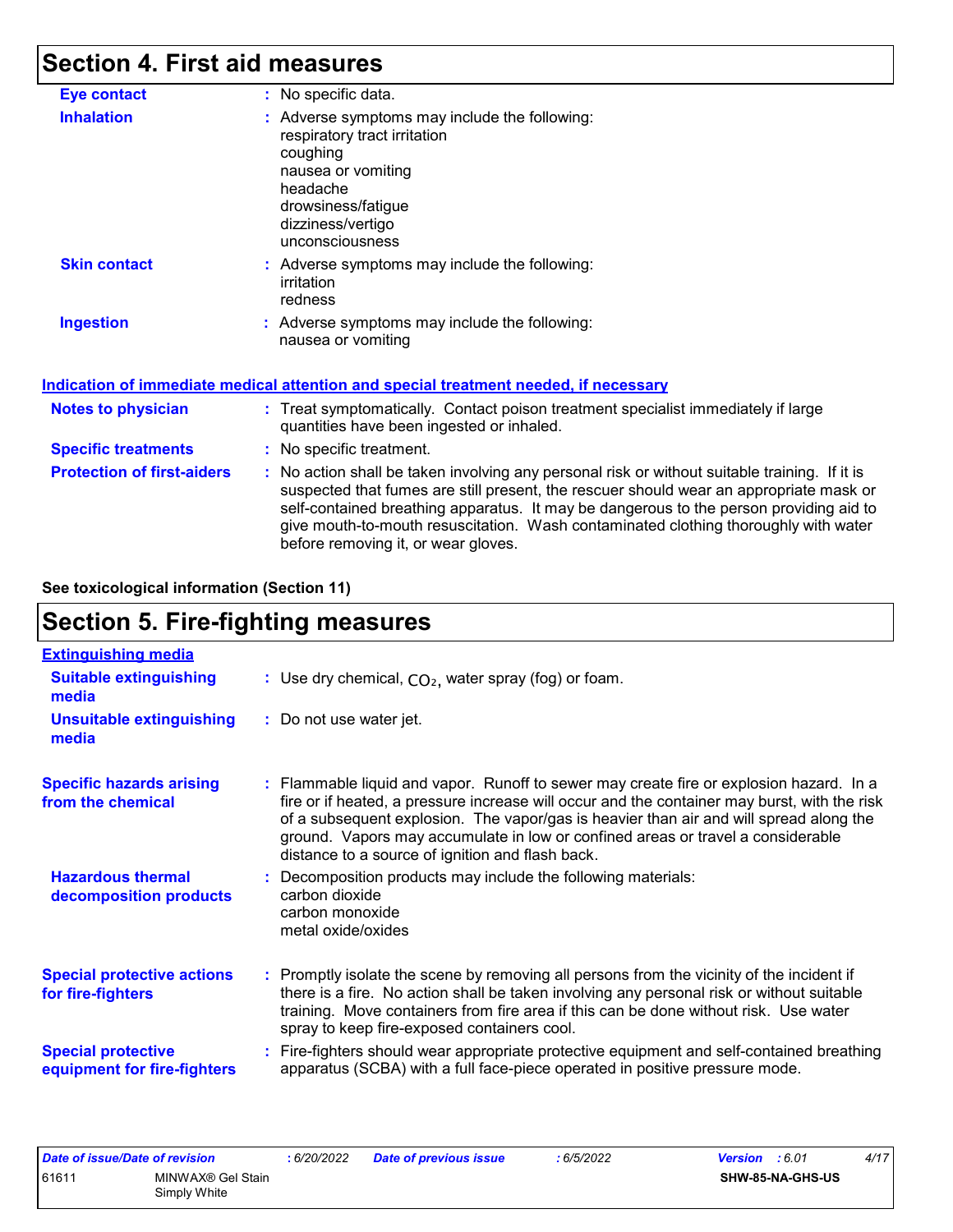## Section 4. First aid measures

**Eye contact** : No specific data.

**Inhalation** : Adverse symptoms may include the following:
respiratory tract irritation
coughing
nausea or vomiting
headache
drowsiness/fatigue
dizziness/vertigo
unconsciousness

**Skin contact** : Adverse symptoms may include the following:
irritation
redness

**Ingestion** : Adverse symptoms may include the following:
nausea or vomiting

### Indication of immediate medical attention and special treatment needed, if necessary

**Notes to physician** : Treat symptomatically. Contact poison treatment specialist immediately if large quantities have been ingested or inhaled.

**Specific treatments** : No specific treatment.

**Protection of first-aiders** : No action shall be taken involving any personal risk or without suitable training. If it is suspected that fumes are still present, the rescuer should wear an appropriate mask or self-contained breathing apparatus. It may be dangerous to the person providing aid to give mouth-to-mouth resuscitation. Wash contaminated clothing thoroughly with water before removing it, or wear gloves.

**See toxicological information (Section 11)**

## Section 5. Fire-fighting measures

### Extinguishing media

**Suitable extinguishing media** : Use dry chemical, $CO_2$, water spray (fog) or foam.

**Unsuitable extinguishing media** : Do not use water jet.

**Specific hazards arising from the chemical** : Flammable liquid and vapor. Runoff to sewer may create fire or explosion hazard. In a fire or if heated, a pressure increase will occur and the container may burst, with the risk of a subsequent explosion. The vapor/gas is heavier than air and will spread along the ground. Vapors may accumulate in low or confined areas or travel a considerable distance to a source of ignition and flash back.

**Hazardous thermal decomposition products** : Decomposition products may include the following materials:
carbon dioxide
carbon monoxide
metal oxide/oxides

**Special protective actions for fire-fighters** : Promptly isolate the scene by removing all persons from the vicinity of the incident if there is a fire. No action shall be taken involving any personal risk or without suitable training. Move containers from fire area if this can be done without risk. Use water spray to keep fire-exposed containers cool.

**Special protective equipment for fire-fighters** : Fire-fighters should wear appropriate protective equipment and self-contained breathing apparatus (SCBA) with a full face-piece operated in positive pressure mode.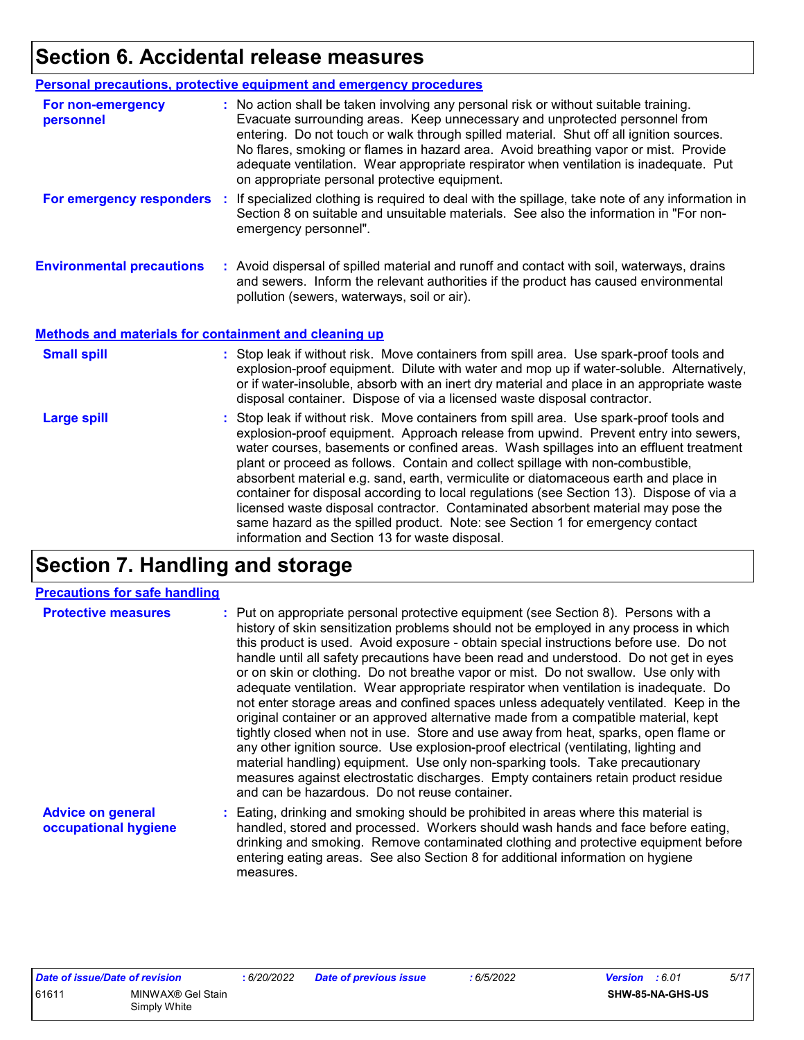# Section 6. Accidental release measures

## Personal precautions, protective equipment and emergency procedures

**For non-emergency personnel** : No action shall be taken involving any personal risk or without suitable training. Evacuate surrounding areas. Keep unnecessary and unprotected personnel from entering. Do not touch or walk through spilled material. Shut off all ignition sources. No flares, smoking or flames in hazard area. Avoid breathing vapor or mist. Provide adequate ventilation. Wear appropriate respirator when ventilation is inadequate. Put on appropriate personal protective equipment.

**For emergency responders** : If specialized clothing is required to deal with the spillage, take note of any information in Section 8 on suitable and unsuitable materials. See also the information in "For non-emergency personnel".

**Environmental precautions** : Avoid dispersal of spilled material and runoff and contact with soil, waterways, drains and sewers. Inform the relevant authorities if the product has caused environmental pollution (sewers, waterways, soil or air).

## Methods and materials for containment and cleaning up

**Small spill** : Stop leak if without risk. Move containers from spill area. Use spark-proof tools and explosion-proof equipment. Dilute with water and mop up if water-soluble. Alternatively, or if water-insoluble, absorb with an inert dry material and place in an appropriate waste disposal container. Dispose of via a licensed waste disposal contractor.

**Large spill** : Stop leak if without risk. Move containers from spill area. Use spark-proof tools and explosion-proof equipment. Approach release from upwind. Prevent entry into sewers, water courses, basements or confined areas. Wash spillages into an effluent treatment plant or proceed as follows. Contain and collect spillage with non-combustible, absorbent material e.g. sand, earth, vermiculite or diatomaceous earth and place in container for disposal according to local regulations (see Section 13). Dispose of via a licensed waste disposal contractor. Contaminated absorbent material may pose the same hazard as the spilled product. Note: see Section 1 for emergency contact information and Section 13 for waste disposal.

# Section 7. Handling and storage

## Precautions for safe handling

**Protective measures** : Put on appropriate personal protective equipment (see Section 8). Persons with a history of skin sensitization problems should not be employed in any process in which this product is used. Avoid exposure - obtain special instructions before use. Do not handle until all safety precautions have been read and understood. Do not get in eyes or on skin or clothing. Do not breathe vapor or mist. Do not swallow. Use only with adequate ventilation. Wear appropriate respirator when ventilation is inadequate. Do not enter storage areas and confined spaces unless adequately ventilated. Keep in the original container or an approved alternative made from a compatible material, kept tightly closed when not in use. Store and use away from heat, sparks, open flame or any other ignition source. Use explosion-proof electrical (ventilating, lighting and material handling) equipment. Use only non-sparking tools. Take precautionary measures against electrostatic discharges. Empty containers retain product residue and can be hazardous. Do not reuse container.

**Advice on general occupational hygiene** : Eating, drinking and smoking should be prohibited in areas where this material is handled, stored and processed. Workers should wash hands and face before eating, drinking and smoking. Remove contaminated clothing and protective equipment before entering eating areas. See also Section 8 for additional information on hygiene measures.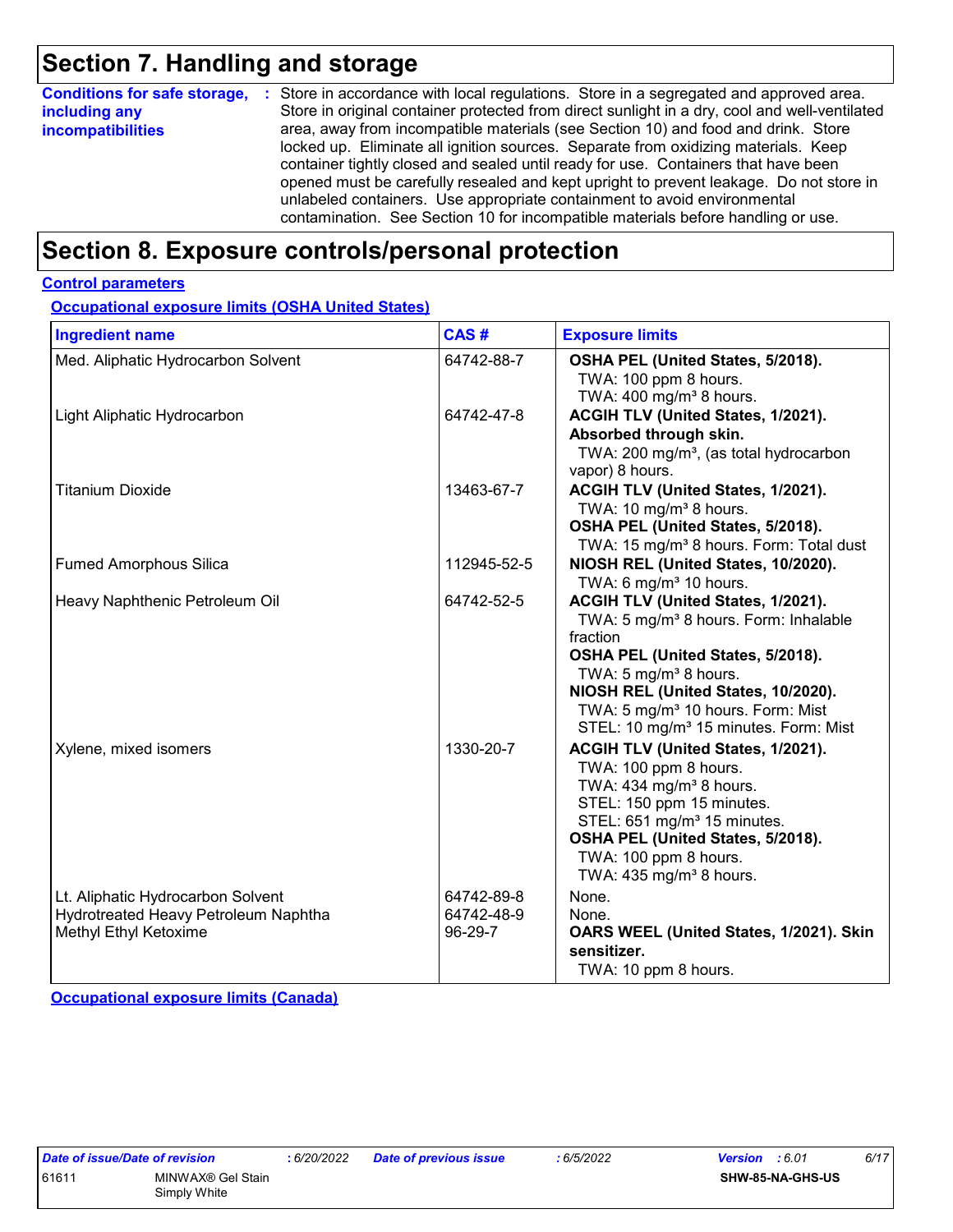# Section 7. Handling and storage

**Conditions for safe storage, including any incompatibilities** : Store in accordance with local regulations. Store in a segregated and approved area. Store in original container protected from direct sunlight in a dry, cool and well-ventilated area, away from incompatible materials (see Section 10) and food and drink. Store locked up. Eliminate all ignition sources. Separate from oxidizing materials. Keep container tightly closed and sealed until ready for use. Containers that have been opened must be carefully resealed and kept upright to prevent leakage. Do not store in unlabeled containers. Use appropriate containment to avoid environmental contamination. See Section 10 for incompatible materials before handling or use.

# Section 8. Exposure controls/personal protection

**Control parameters**

**Occupational exposure limits (OSHA United States)**

| Ingredient name | CAS # | Exposure limits |
|---|---|---|
| Med. Aliphatic Hydrocarbon Solvent | 64742-88-7 | **OSHA PEL (United States, 5/2018).**<br>TWA: 100 ppm 8 hours.<br>TWA: 400 mg/m³ 8 hours. |
| Light Aliphatic Hydrocarbon | 64742-47-8 | **ACGIH TLV (United States, 1/2021). Absorbed through skin.**<br>TWA: 200 mg/m³, (as total hydrocarbon vapor) 8 hours. |
| Titanium Dioxide | 13463-67-7 | **ACGIH TLV (United States, 1/2021).**<br>TWA: 10 mg/m³ 8 hours.<br>**OSHA PEL (United States, 5/2018).**<br>TWA: 15 mg/m³ 8 hours. Form: Total dust |
| Fumed Amorphous Silica | 112945-52-5 | **NIOSH REL (United States, 10/2020).**<br>TWA: 6 mg/m³ 10 hours. |
| Heavy Naphthenic Petroleum Oil | 64742-52-5 | **ACGIH TLV (United States, 1/2021).**<br>TWA: 5 mg/m³ 8 hours. Form: Inhalable fraction<br>**OSHA PEL (United States, 5/2018).**<br>TWA: 5 mg/m³ 8 hours.<br>**NIOSH REL (United States, 10/2020).**<br>TWA: 5 mg/m³ 10 hours. Form: Mist<br>STEL: 10 mg/m³ 15 minutes. Form: Mist |
| Xylene, mixed isomers | 1330-20-7 | **ACGIH TLV (United States, 1/2021).**<br>TWA: 100 ppm 8 hours.<br>TWA: 434 mg/m³ 8 hours.<br>STEL: 150 ppm 15 minutes.<br>STEL: 651 mg/m³ 15 minutes.<br>**OSHA PEL (United States, 5/2018).**<br>TWA: 100 ppm 8 hours.<br>TWA: 435 mg/m³ 8 hours. |
| Lt. Aliphatic Hydrocarbon Solvent | 64742-89-8 | None. |
| Hydrotreated Heavy Petroleum Naphtha | 64742-48-9 | None. |
| Methyl Ethyl Ketoxime | 96-29-7 | **OARS WEEL (United States, 1/2021). Skin sensitizer.**<br>TWA: 10 ppm 8 hours. |

**Occupational exposure limits (Canada)**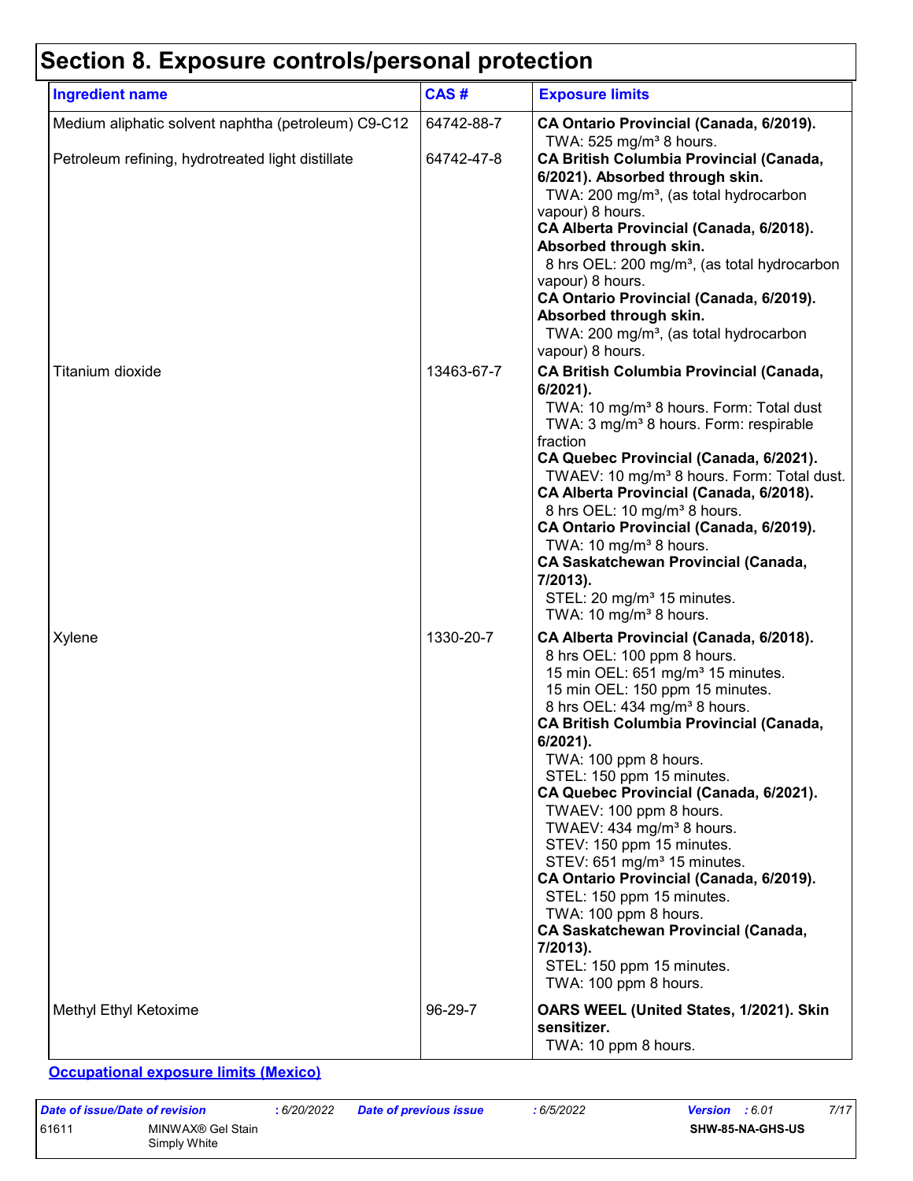# Section 8. Exposure controls/personal protection

| Ingredient name | CAS # | Exposure limits |
|---|---|---|
| Medium aliphatic solvent naphtha (petroleum) C9-C12 | 64742-88-7 | **CA Ontario Provincial (Canada, 6/2019).**<br>TWA: 525 mg/m³ 8 hours. |
| Petroleum refining, hydrotreated light distillate | 64742-47-8 | **CA British Columbia Provincial (Canada, 6/2021). Absorbed through skin.**<br>TWA: 200 mg/m³, (as total hydrocarbon vapour) 8 hours.<br>**CA Alberta Provincial (Canada, 6/2018). Absorbed through skin.**<br>8 hrs OEL: 200 mg/m³, (as total hydrocarbon vapour) 8 hours.<br>**CA Ontario Provincial (Canada, 6/2019). Absorbed through skin.**<br>TWA: 200 mg/m³, (as total hydrocarbon vapour) 8 hours. |
| Titanium dioxide | 13463-67-7 | **CA British Columbia Provincial (Canada, 6/2021).**<br>TWA: 10 mg/m³ 8 hours. Form: Total dust<br>TWA: 3 mg/m³ 8 hours. Form: respirable fraction<br>**CA Quebec Provincial (Canada, 6/2021).**<br>TWAEV: 10 mg/m³ 8 hours. Form: Total dust.<br>**CA Alberta Provincial (Canada, 6/2018).**<br>8 hrs OEL: 10 mg/m³ 8 hours.<br>**CA Ontario Provincial (Canada, 6/2019).**<br>TWA: 10 mg/m³ 8 hours.<br>**CA Saskatchewan Provincial (Canada, 7/2013).**<br>STEL: 20 mg/m³ 15 minutes.<br>TWA: 10 mg/m³ 8 hours. |
| Xylene | 1330-20-7 | **CA Alberta Provincial (Canada, 6/2018).**<br>8 hrs OEL: 100 ppm 8 hours.<br>15 min OEL: 651 mg/m³ 15 minutes.<br>15 min OEL: 150 ppm 15 minutes.<br>8 hrs OEL: 434 mg/m³ 8 hours.<br>**CA British Columbia Provincial (Canada, 6/2021).**<br>TWA: 100 ppm 8 hours.<br>STEL: 150 ppm 15 minutes.<br>**CA Quebec Provincial (Canada, 6/2021).**<br>TWAEV: 100 ppm 8 hours.<br>TWAEV: 434 mg/m³ 8 hours.<br>STEV: 150 ppm 15 minutes.<br>STEV: 651 mg/m³ 15 minutes.<br>**CA Ontario Provincial (Canada, 6/2019).**<br>STEL: 150 ppm 15 minutes.<br>TWA: 100 ppm 8 hours.<br>**CA Saskatchewan Provincial (Canada, 7/2013).**<br>STEL: 150 ppm 15 minutes.<br>TWA: 100 ppm 8 hours. |
| Methyl Ethyl Ketoxime | 96-29-7 | **OARS WEEL (United States, 1/2021). Skin sensitizer.**<br>TWA: 10 ppm 8 hours. |

**Occupational exposure limits (Mexico)**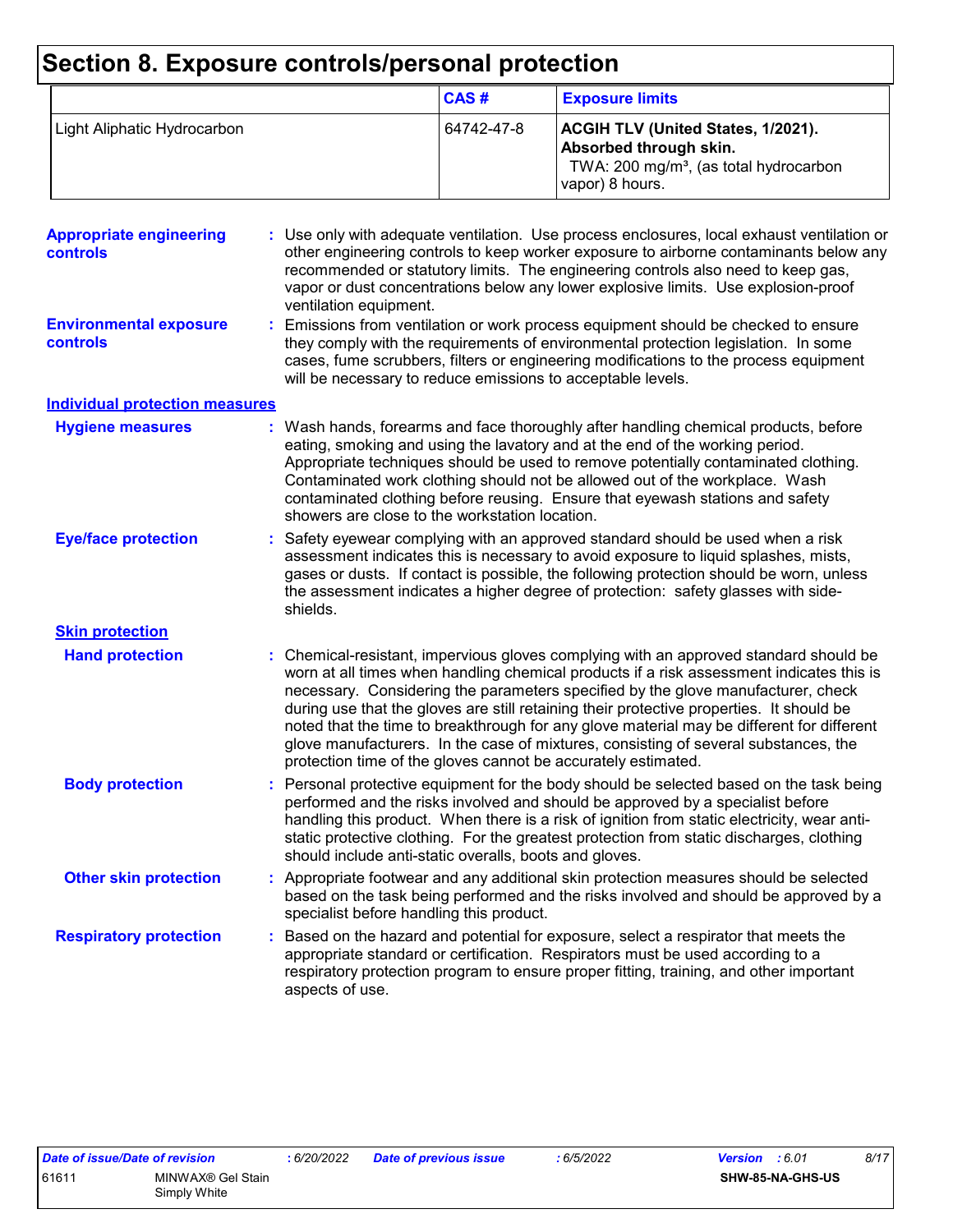# Section 8. Exposure controls/personal protection

| | CAS # | Exposure limits |
|---|---|---|
| Light Aliphatic Hydrocarbon | 64742-47-8 | **ACGIH TLV (United States, 1/2021). Absorbed through skin.** TWA: 200 mg/m³, (as total hydrocarbon vapor) 8 hours. |

**Appropriate engineering controls** : Use only with adequate ventilation. Use process enclosures, local exhaust ventilation or other engineering controls to keep worker exposure to airborne contaminants below any recommended or statutory limits. The engineering controls also need to keep gas, vapor or dust concentrations below any lower explosive limits. Use explosion-proof ventilation equipment.

**Environmental exposure controls** : Emissions from ventilation or work process equipment should be checked to ensure they comply with the requirements of environmental protection legislation. In some cases, fume scrubbers, filters or engineering modifications to the process equipment will be necessary to reduce emissions to acceptable levels.

## Individual protection measures

**Hygiene measures** : Wash hands, forearms and face thoroughly after handling chemical products, before eating, smoking and using the lavatory and at the end of the working period. Appropriate techniques should be used to remove potentially contaminated clothing. Contaminated work clothing should not be allowed out of the workplace. Wash contaminated clothing before reusing. Ensure that eyewash stations and safety showers are close to the workstation location.

**Eye/face protection** : Safety eyewear complying with an approved standard should be used when a risk assessment indicates this is necessary to avoid exposure to liquid splashes, mists, gases or dusts. If contact is possible, the following protection should be worn, unless the assessment indicates a higher degree of protection: safety glasses with side-shields.

### Skin protection

**Hand protection** : Chemical-resistant, impervious gloves complying with an approved standard should be worn at all times when handling chemical products if a risk assessment indicates this is necessary. Considering the parameters specified by the glove manufacturer, check during use that the gloves are still retaining their protective properties. It should be noted that the time to breakthrough for any glove material may be different for different glove manufacturers. In the case of mixtures, consisting of several substances, the protection time of the gloves cannot be accurately estimated.

**Body protection** : Personal protective equipment for the body should be selected based on the task being performed and the risks involved and should be approved by a specialist before handling this product. When there is a risk of ignition from static electricity, wear anti-static protective clothing. For the greatest protection from static discharges, clothing should include anti-static overalls, boots and gloves.

**Other skin protection** : Appropriate footwear and any additional skin protection measures should be selected based on the task being performed and the risks involved and should be approved by a specialist before handling this product.

**Respiratory protection** : Based on the hazard and potential for exposure, select a respirator that meets the appropriate standard or certification. Respirators must be used according to a respiratory protection program to ensure proper fitting, training, and other important aspects of use.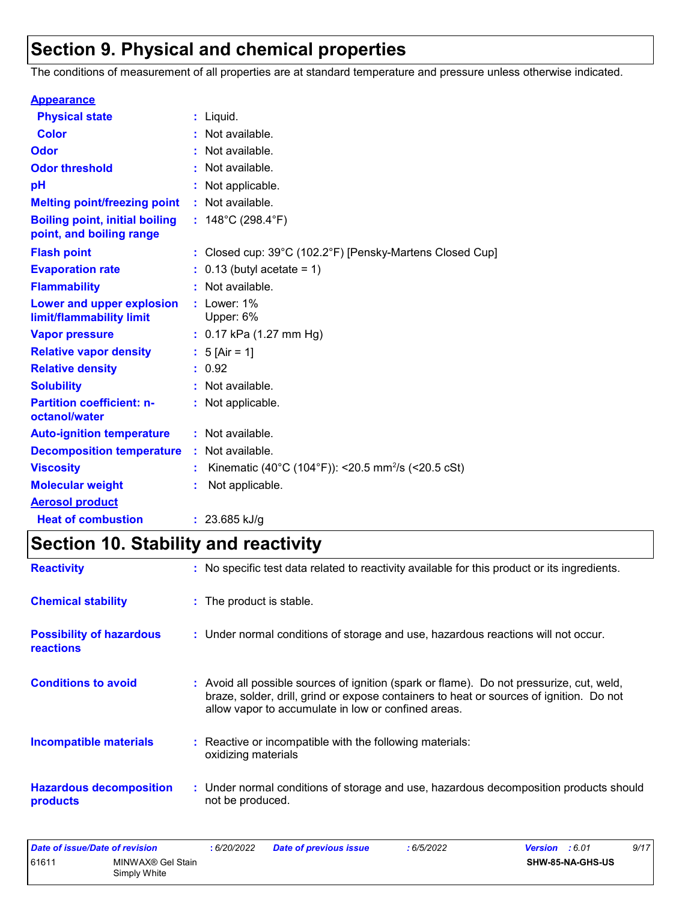## Section 9. Physical and chemical properties

The conditions of measurement of all properties are at standard temperature and pressure unless otherwise indicated.

**Appearance**

| | | |
|---|---|---|
| **Physical state** | : | Liquid. |
| **Color** | : | Not available. |
| **Odor** | : | Not available. |
| **Odor threshold** | : | Not available. |
| **pH** | : | Not applicable. |
| **Melting point/freezing point** | : | Not available. |
| **Boiling point, initial boiling point, and boiling range** | : | 148°C (298.4°F) |
| **Flash point** | : | Closed cup: 39°C (102.2°F) [Pensky-Martens Closed Cup] |
| **Evaporation rate** | : | 0.13 (butyl acetate = 1) |
| **Flammability** | : | Not available. |
| **Lower and upper explosion limit/flammability limit** | : | Lower: 1%<br>Upper: 6% |
| **Vapor pressure** | : | 0.17 kPa (1.27 mm Hg) |
| **Relative vapor density** | : | 5 [Air = 1] |
| **Relative density** | : | 0.92 |
| **Solubility** | : | Not available. |
| **Partition coefficient: n-octanol/water** | : | Not applicable. |
| **Auto-ignition temperature** | : | Not available. |
| **Decomposition temperature** | : | Not available. |
| **Viscosity** | : | Kinematic (40°C (104°F)): <20.5 $mm^2/s$ (<20.5 cSt) |
| **Molecular weight** | : | Not applicable. |

**Aerosol product**

| | | |
|---|---|---|
| **Heat of combustion** | : | 23.685 kJ/g |

## Section 10. Stability and reactivity

| | | |
|---|---|---|
| **Reactivity** | : | No specific test data related to reactivity available for this product or its ingredients. |
| **Chemical stability** | : | The product is stable. |
| **Possibility of hazardous reactions** | : | Under normal conditions of storage and use, hazardous reactions will not occur. |
| **Conditions to avoid** | : | Avoid all possible sources of ignition (spark or flame). Do not pressurize, cut, weld, braze, solder, drill, grind or expose containers to heat or sources of ignition. Do not allow vapor to accumulate in low or confined areas. |
| **Incompatible materials** | : | Reactive or incompatible with the following materials:<br>oxidizing materials |
| **Hazardous decomposition products** | : | Under normal conditions of storage and use, hazardous decomposition products should not be produced. |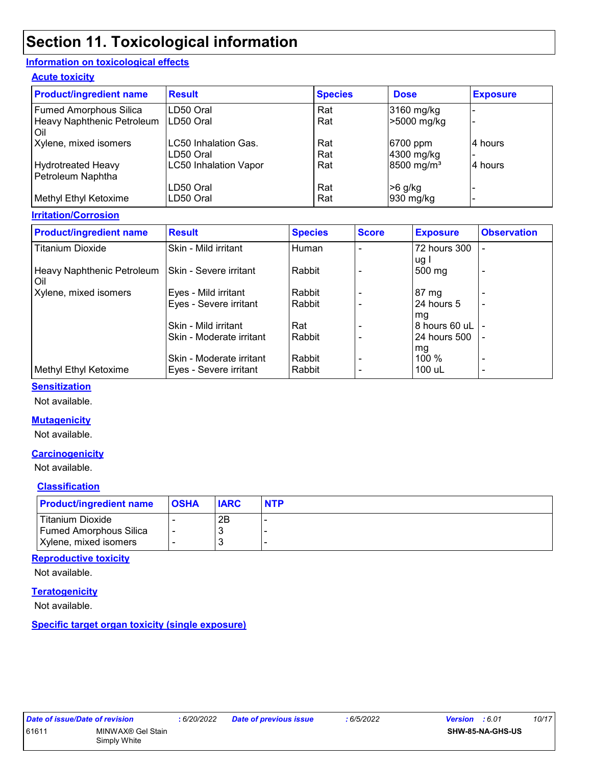# Section 11. Toxicological information

## Information on toxicological effects

### Acute toxicity

| Product/ingredient name | Result | Species | Dose | Exposure |
|---|---|---|---|---|
| Fumed Amorphous Silica | LD50 Oral | Rat | 3160 mg/kg | - |
| Heavy Naphthenic Petroleum Oil | LD50 Oral | Rat | >5000 mg/kg | - |
| Xylene, mixed isomers | LC50 Inhalation Gas. | Rat | 6700 ppm | 4 hours |
| | LD50 Oral | Rat | 4300 mg/kg | - |
| Hydrotreated Heavy Petroleum Naphtha | LC50 Inhalation Vapor | Rat | 8500 mg/m³ | 4 hours |
| | LD50 Oral | Rat | >6 g/kg | - |
| Methyl Ethyl Ketoxime | LD50 Oral | Rat | 930 mg/kg | - |

### Irritation/Corrosion

| Product/ingredient name | Result | Species | Score | Exposure | Observation |
|---|---|---|---|---|---|
| Titanium Dioxide | Skin - Mild irritant | Human | - | 72 hours 300 ug I | - |
| Heavy Naphthenic Petroleum Oil | Skin - Severe irritant | Rabbit | - | 500 mg | - |
| Xylene, mixed isomers | Eyes - Mild irritant | Rabbit | - | 87 mg | - |
| | Eyes - Severe irritant | Rabbit | - | 24 hours 5 mg | - |
| | Skin - Mild irritant | Rat | - | 8 hours 60 uL | - |
| | Skin - Moderate irritant | Rabbit | - | 24 hours 500 mg | - |
| | Skin - Moderate irritant | Rabbit | - | 100 % | - |
| Methyl Ethyl Ketoxime | Eyes - Severe irritant | Rabbit | - | 100 uL | - |

### Sensitization

Not available.

### Mutagenicity

Not available.

### Carcinogenicity

Not available.

### Classification

| Product/ingredient name | OSHA | IARC | NTP |
|---|---|---|---|
| Titanium Dioxide | - | 2B | - |
| Fumed Amorphous Silica | - | 3 | - |
| Xylene, mixed isomers | - | 3 | - |

### Reproductive toxicity

Not available.

### Teratogenicity

Not available.

### Specific target organ toxicity (single exposure)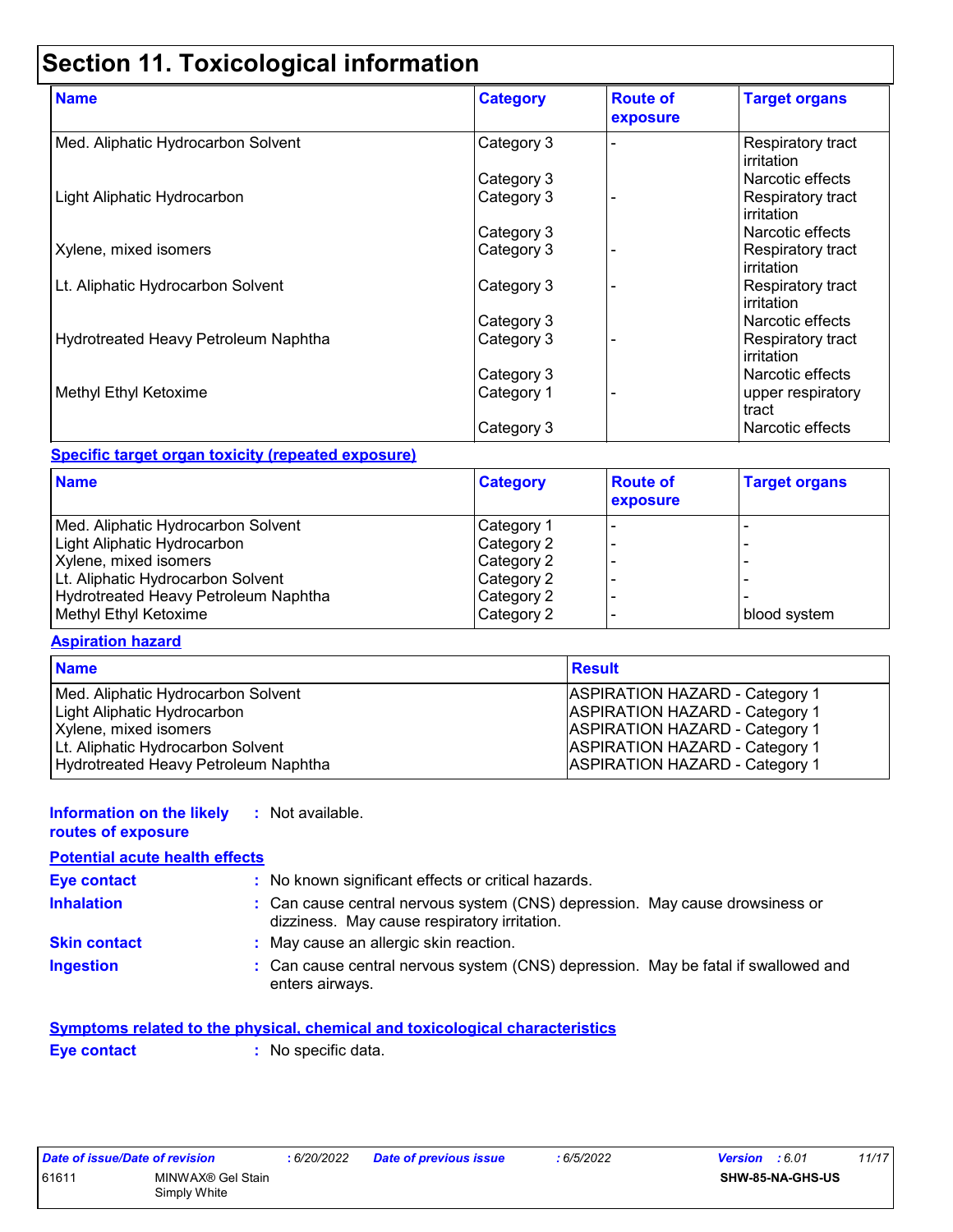# Section 11. Toxicological information

| Name | Category | Route of exposure | Target organs |
|---|---|---|---|
| Med. Aliphatic Hydrocarbon Solvent | Category 3 | - | Respiratory tract irritation |
| | Category 3 | | Narcotic effects |
| Light Aliphatic Hydrocarbon | Category 3 | - | Respiratory tract irritation |
| | Category 3 | | Narcotic effects |
| Xylene, mixed isomers | Category 3 | - | Respiratory tract irritation |
| Lt. Aliphatic Hydrocarbon Solvent | Category 3 | - | Respiratory tract irritation |
| | Category 3 | | Narcotic effects |
| Hydrotreated Heavy Petroleum Naphtha | Category 3 | - | Respiratory tract irritation |
| | Category 3 | | Narcotic effects |
| Methyl Ethyl Ketoxime | Category 1 | - | upper respiratory tract |
| | Category 3 | | Narcotic effects |

**Specific target organ toxicity (repeated exposure)**

| Name | Category | Route of exposure | Target organs |
|---|---|---|---|
| Med. Aliphatic Hydrocarbon Solvent | Category 1 | - | - |
| Light Aliphatic Hydrocarbon | Category 2 | - | - |
| Xylene, mixed isomers | Category 2 | - | - |
| Lt. Aliphatic Hydrocarbon Solvent | Category 2 | - | - |
| Hydrotreated Heavy Petroleum Naphtha | Category 2 | - | - |
| Methyl Ethyl Ketoxime | Category 2 | - | blood system |

**Aspiration hazard**

| Name | Result |
|---|---|
| Med. Aliphatic Hydrocarbon Solvent | ASPIRATION HAZARD - Category 1 |
| Light Aliphatic Hydrocarbon | ASPIRATION HAZARD - Category 1 |
| Xylene, mixed isomers | ASPIRATION HAZARD - Category 1 |
| Lt. Aliphatic Hydrocarbon Solvent | ASPIRATION HAZARD - Category 1 |
| Hydrotreated Heavy Petroleum Naphtha | ASPIRATION HAZARD - Category 1 |

**Information on the likely routes of exposure** : Not available.

**Potential acute health effects**

**Eye contact** : No known significant effects or critical hazards.

**Inhalation** : Can cause central nervous system (CNS) depression. May cause drowsiness or dizziness. May cause respiratory irritation.

**Skin contact** : May cause an allergic skin reaction.

**Ingestion** : Can cause central nervous system (CNS) depression. May be fatal if swallowed and enters airways.

**Symptoms related to the physical, chemical and toxicological characteristics**

**Eye contact** : No specific data.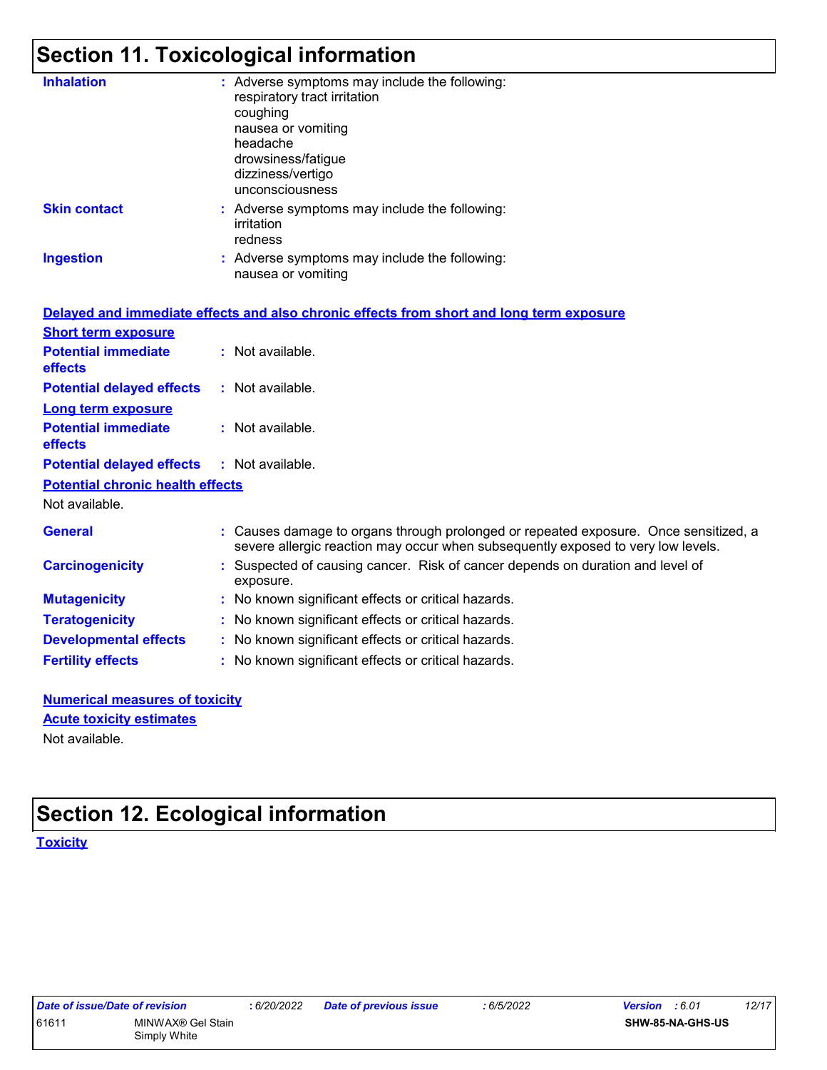# Section 11. Toxicological information

**Inhalation** : Adverse symptoms may include the following:
respiratory tract irritation
coughing
nausea or vomiting
headache
drowsiness/fatigue
dizziness/vertigo
unconsciousness

**Skin contact** : Adverse symptoms may include the following:
irritation
redness

**Ingestion** : Adverse symptoms may include the following:
nausea or vomiting

**Delayed and immediate effects and also chronic effects from short and long term exposure**

**Short term exposure**

**Potential immediate effects** : Not available.

**Potential delayed effects** : Not available.

**Long term exposure**

**Potential immediate effects** : Not available.

**Potential delayed effects** : Not available.

**Potential chronic health effects**

Not available.

**General** : Causes damage to organs through prolonged or repeated exposure. Once sensitized, a severe allergic reaction may occur when subsequently exposed to very low levels.

**Carcinogenicity** : Suspected of causing cancer. Risk of cancer depends on duration and level of exposure.

**Mutagenicity** : No known significant effects or critical hazards.

**Teratogenicity** : No known significant effects or critical hazards.

**Developmental effects** : No known significant effects or critical hazards.

**Fertility effects** : No known significant effects or critical hazards.

**Numerical measures of toxicity**

**Acute toxicity estimates**

Not available.

# Section 12. Ecological information

**Toxicity**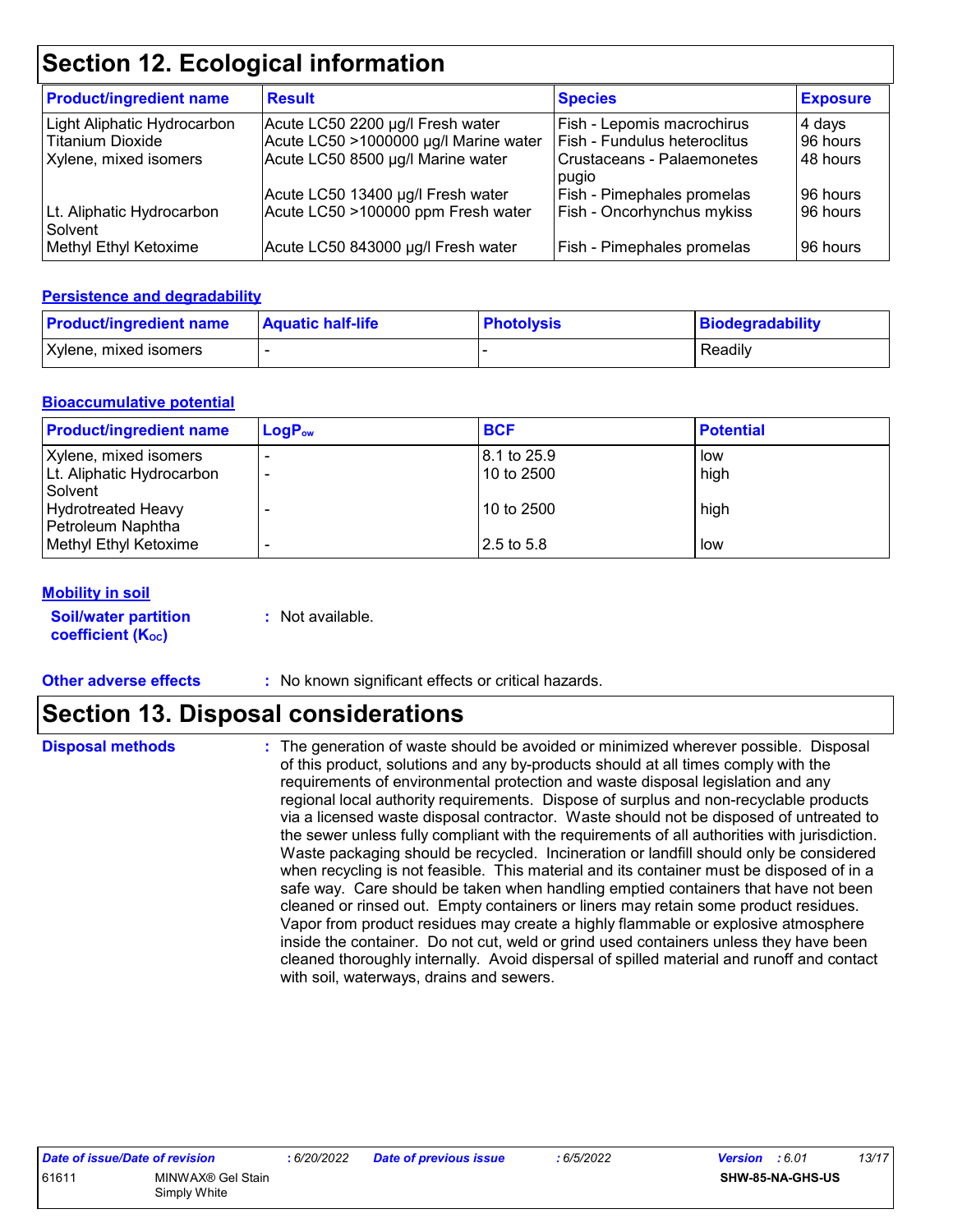# Section 12. Ecological information

| Product/ingredient name | Result | Species | Exposure |
|---|---|---|---|
| Light Aliphatic Hydrocarbon | Acute LC50 2200 µg/l Fresh water | Fish - Lepomis macrochirus | 4 days |
| Titanium Dioxide | Acute LC50 >1000000 µg/l Marine water | Fish - Fundulus heteroclitus | 96 hours |
| Xylene, mixed isomers | Acute LC50 8500 µg/l Marine water | Crustaceans - Palaemonetes pugio | 48 hours |
| | Acute LC50 13400 µg/l Fresh water | Fish - Pimephales promelas | 96 hours |
| Lt. Aliphatic Hydrocarbon Solvent | Acute LC50 >100000 ppm Fresh water | Fish - Oncorhynchus mykiss | 96 hours |
| Methyl Ethyl Ketoxime | Acute LC50 843000 µg/l Fresh water | Fish - Pimephales promelas | 96 hours |

### Persistence and degradability

| Product/ingredient name | Aquatic half-life | Photolysis | Biodegradability |
|---|---|---|---|
| Xylene, mixed isomers | - | - | Readily |

### Bioaccumulative potential

| Product/ingredient name | $LogP_{ow}$ | BCF | Potential |
|---|---|---|---|
| Xylene, mixed isomers | - | 8.1 to 25.9 | low |
| Lt. Aliphatic Hydrocarbon Solvent | - | 10 to 2500 | high |
| Hydrotreated Heavy Petroleum Naphtha | - | 10 to 2500 | high |
| Methyl Ethyl Ketoxime | - | 2.5 to 5.8 | low |

### Mobility in soil

**Soil/water partition coefficient ($K_{OC}$)** : Not available.

**Other adverse effects** : No known significant effects or critical hazards.

# Section 13. Disposal considerations

**Disposal methods** : The generation of waste should be avoided or minimized wherever possible. Disposal of this product, solutions and any by-products should at all times comply with the requirements of environmental protection and waste disposal legislation and any regional local authority requirements. Dispose of surplus and non-recyclable products via a licensed waste disposal contractor. Waste should not be disposed of untreated to the sewer unless fully compliant with the requirements of all authorities with jurisdiction. Waste packaging should be recycled. Incineration or landfill should only be considered when recycling is not feasible. This material and its container must be disposed of in a safe way. Care should be taken when handling emptied containers that have not been cleaned or rinsed out. Empty containers or liners may retain some product residues. Vapor from product residues may create a highly flammable or explosive atmosphere inside the container. Do not cut, weld or grind used containers unless they have been cleaned thoroughly internally. Avoid dispersal of spilled material and runoff and contact with soil, waterways, drains and sewers.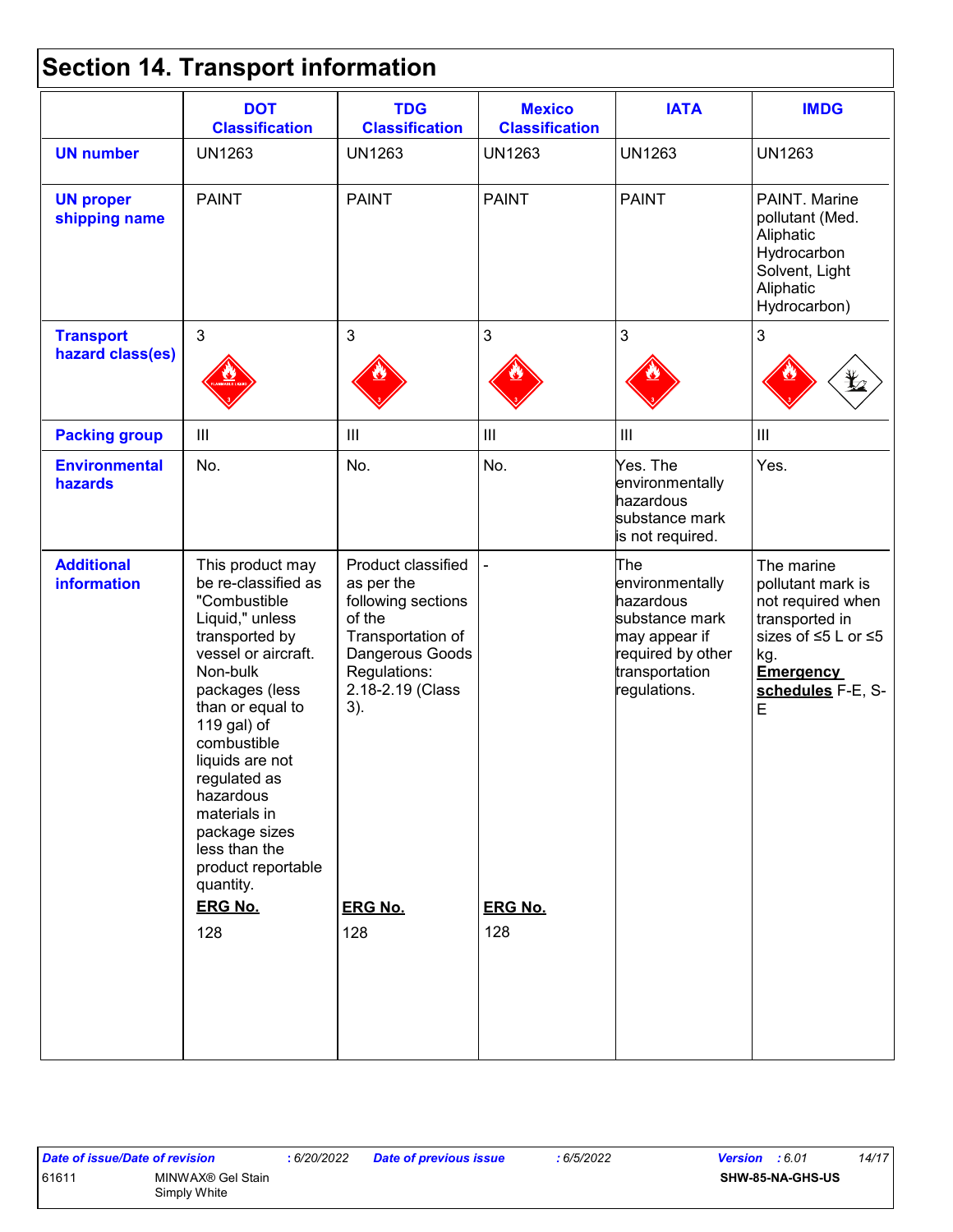# Section 14. Transport information

| | DOT Classification | TDG Classification | Mexico Classification | IATA | IMDG |
|---|---|---|---|---|---|
| **UN number** | UN1263 | UN1263 | UN1263 | UN1263 | UN1263 |
| **UN proper shipping name** | PAINT | PAINT | PAINT | PAINT | PAINT. Marine pollutant (Med. Aliphatic Hydrocarbon Solvent, Light Aliphatic Hydrocarbon) |
| **Transport hazard class(es)** | 3 | 3 | 3 | 3 | 3 |
| **Packing group** | III | III | III | III | III |
| **Environmental hazards** | No. | No. | No. | Yes. The environmentally hazardous substance mark is not required. | Yes. |
| **Additional information** | This product may be re-classified as "Combustible Liquid," unless transported by vessel or aircraft. Non-bulk packages (less than or equal to 119 gal) of combustible liquids are not regulated as hazardous materials in package sizes less than the product reportable quantity. **ERG No.** 128 | Product classified as per the following sections of the Transportation of Dangerous Goods Regulations: 2.18-2.19 (Class 3). **ERG No.** 128 | - **ERG No.** 128 | The environmentally hazardous substance mark may appear if required by other transportation regulations. | The marine pollutant mark is not required when transported in sizes of ≤5 L or ≤5 kg. **Emergency schedules** F-E, S-E |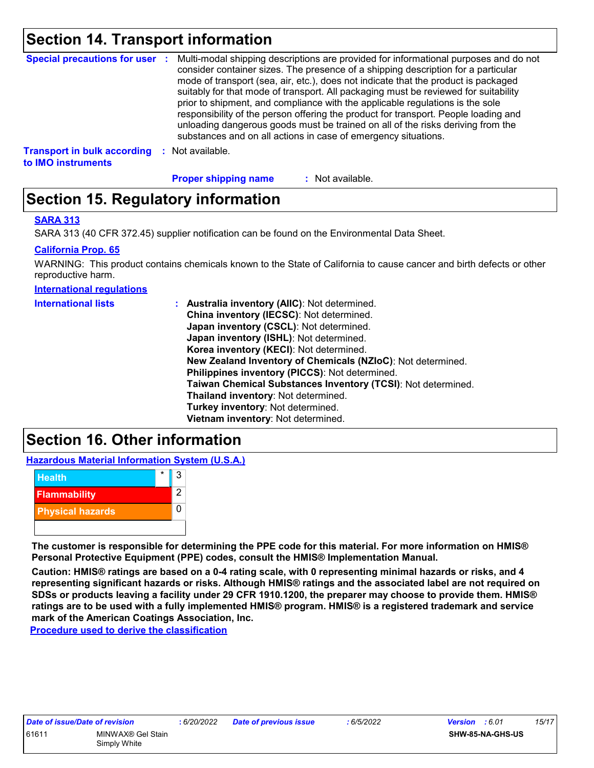## Section 14. Transport information

**Special precautions for user** : Multi-modal shipping descriptions are provided for informational purposes and do not consider container sizes. The presence of a shipping description for a particular mode of transport (sea, air, etc.), does not indicate that the product is packaged suitably for that mode of transport. All packaging must be reviewed for suitability prior to shipment, and compliance with the applicable regulations is the sole responsibility of the person offering the product for transport. People loading and unloading dangerous goods must be trained on all of the risks deriving from the substances and on all actions in case of emergency situations.

**Transport in bulk according to IMO instruments** : Not available.

**Proper shipping name** : Not available.

## Section 15. Regulatory information

**SARA 313**

SARA 313 (40 CFR 372.45) supplier notification can be found on the Environmental Data Sheet.

**California Prop. 65**

WARNING: This product contains chemicals known to the State of California to cause cancer and birth defects or other reproductive harm.

**International regulations**

**International lists** :
**Australia inventory (AIIC)**: Not determined.
**China inventory (IECSC)**: Not determined.
**Japan inventory (CSCL)**: Not determined.
**Japan inventory (ISHL)**: Not determined.
**Korea inventory (KECI)**: Not determined.
**New Zealand Inventory of Chemicals (NZIoC)**: Not determined.
**Philippines inventory (PICCS)**: Not determined.
**Taiwan Chemical Substances Inventory (TCSI)**: Not determined.
**Thailand inventory**: Not determined.
**Turkey inventory**: Not determined.
**Vietnam inventory**: Not determined.

## Section 16. Other information

**Hazardous Material Information System (U.S.A.)**

| Hazard | | Rating |
|---|---|---|
| Health | * | 3 |
| Flammability | | 2 |
| Physical hazards | | 0 |

**The customer is responsible for determining the PPE code for this material. For more information on HMIS® Personal Protective Equipment (PPE) codes, consult the HMIS® Implementation Manual.**

**Caution: HMIS® ratings are based on a 0-4 rating scale, with 0 representing minimal hazards or risks, and 4 representing significant hazards or risks. Although HMIS® ratings and the associated label are not required on SDSs or products leaving a facility under 29 CFR 1910.1200, the preparer may choose to provide them. HMIS® ratings are to be used with a fully implemented HMIS® program. HMIS® is a registered trademark and service mark of the American Coatings Association, Inc.**

**Procedure used to derive the classification**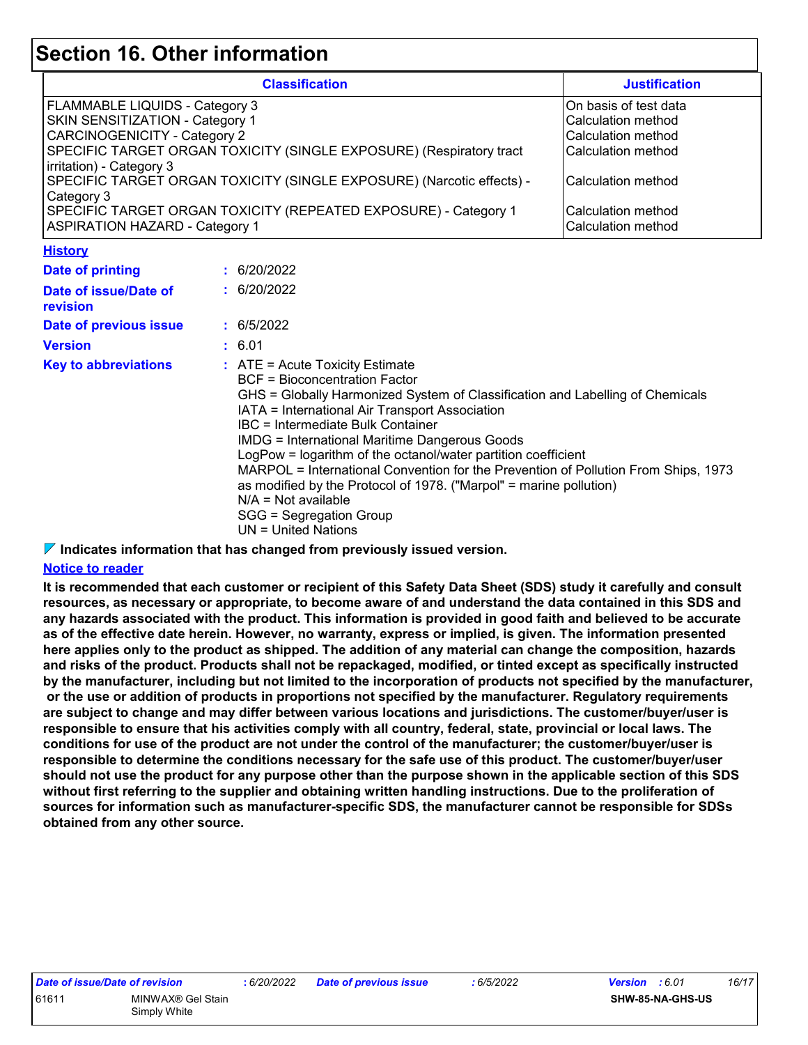# Section 16. Other information

| Classification | Justification |
|---|---|
| FLAMMABLE LIQUIDS - Category 3 | On basis of test data |
| SKIN SENSITIZATION - Category 1 | Calculation method |
| CARCINOGENICITY - Category 2 | Calculation method |
| SPECIFIC TARGET ORGAN TOXICITY (SINGLE EXPOSURE) (Respiratory tract irritation) - Category 3 | Calculation method |
| SPECIFIC TARGET ORGAN TOXICITY (SINGLE EXPOSURE) (Narcotic effects) - Category 3 | Calculation method |
| SPECIFIC TARGET ORGAN TOXICITY (REPEATED EXPOSURE) - Category 1 | Calculation method |
| ASPIRATION HAZARD - Category 1 | Calculation method |

**History**

**Date of printing** : 6/20/2022

**Date of issue/Date of revision** : 6/20/2022

**Date of previous issue** : 6/5/2022

**Version** : 6.01

**Key to abbreviations** :
ATE = Acute Toxicity Estimate
BCF = Bioconcentration Factor
GHS = Globally Harmonized System of Classification and Labelling of Chemicals
IATA = International Air Transport Association
IBC = Intermediate Bulk Container
IMDG = International Maritime Dangerous Goods
LogPow = logarithm of the octanol/water partition coefficient
MARPOL = International Convention for the Prevention of Pollution From Ships, 1973 as modified by the Protocol of 1978. ("Marpol" = marine pollution)
N/A = Not available
SGG = Segregation Group
UN = United Nations

**Indicates information that has changed from previously issued version.**

**Notice to reader**

**It is recommended that each customer or recipient of this Safety Data Sheet (SDS) study it carefully and consult resources, as necessary or appropriate, to become aware of and understand the data contained in this SDS and any hazards associated with the product. This information is provided in good faith and believed to be accurate as of the effective date herein. However, no warranty, express or implied, is given. The information presented here applies only to the product as shipped. The addition of any material can change the composition, hazards and risks of the product. Products shall not be repackaged, modified, or tinted except as specifically instructed by the manufacturer, including but not limited to the incorporation of products not specified by the manufacturer, or the use or addition of products in proportions not specified by the manufacturer. Regulatory requirements are subject to change and may differ between various locations and jurisdictions. The customer/buyer/user is responsible to ensure that his activities comply with all country, federal, state, provincial or local laws. The conditions for use of the product are not under the control of the manufacturer; the customer/buyer/user is responsible to determine the conditions necessary for the safe use of this product. The customer/buyer/user should not use the product for any purpose other than the purpose shown in the applicable section of this SDS without first referring to the supplier and obtaining written handling instructions. Due to the proliferation of sources for information such as manufacturer-specific SDS, the manufacturer cannot be responsible for SDSs obtained from any other source.**